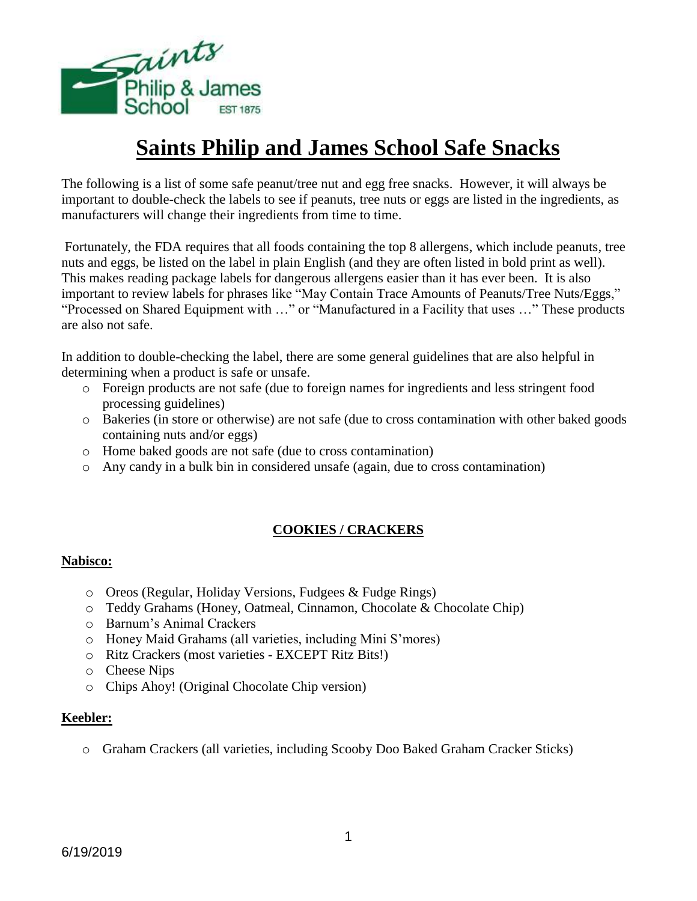# Saints Philip and James School Safe Snacks

The following is a list of some safe peanut/tree nut and egg free snacks. However, it will always be important to double-check the labels to see if peanuts, tree nuts or eggs are listed in the ingredients, as manufacturers will change their ingredients from time to time.

Fortunately, the FDA requires that all foods containing the top 8 allergens, which include peanuts, tree nuts and eggs, be listed on the label in plain English (and they are often listed in bold print as well). This makes reading package labels for dangerous allergens easier than it has ever been. It is also important to review labels for phrases like "May Contain Trace Amounts of Peanuts/Tree Nuts/Eggs," "Processed on Shared Equipment with …" or "Manufactured in a Facility that uses …" These products are also not safe.

In addition to double-checking the label, there are some general guidelines that are also helpful in determining when a product is safe or unsafe.

- Foreign products are not safe (due to foreign names for ingredients and less stringent food processing guidelines)
- Bakeries (in store or otherwise) are not safe (due to cross contamination with other baked goods containing nuts and/or eggs)
- Home baked goods are not safe (due to cross contamination)
- Any candy in a bulk bin in considered unsafe (again, due to cross contamination)

## COOKIES / CRACKERS

### Nabisco:

- Oreos (Regular, Holiday Versions, Fudgees & Fudge Rings)
- Teddy Grahams (Honey, Oatmeal, Cinnamon, Chocolate & Chocolate Chip)
- Barnum's Animal Crackers
- Honey Maid Grahams (all varieties, including Mini S'mores)
- Ritz Crackers (most varieties - EXCEPT Ritz Bits!)
- Cheese Nips
- Chips Ahoy! (Original Chocolate Chip version)

### Keebler:

- Graham Crackers (all varieties, including Scooby Doo Baked Graham Cracker Sticks)

6/19/2019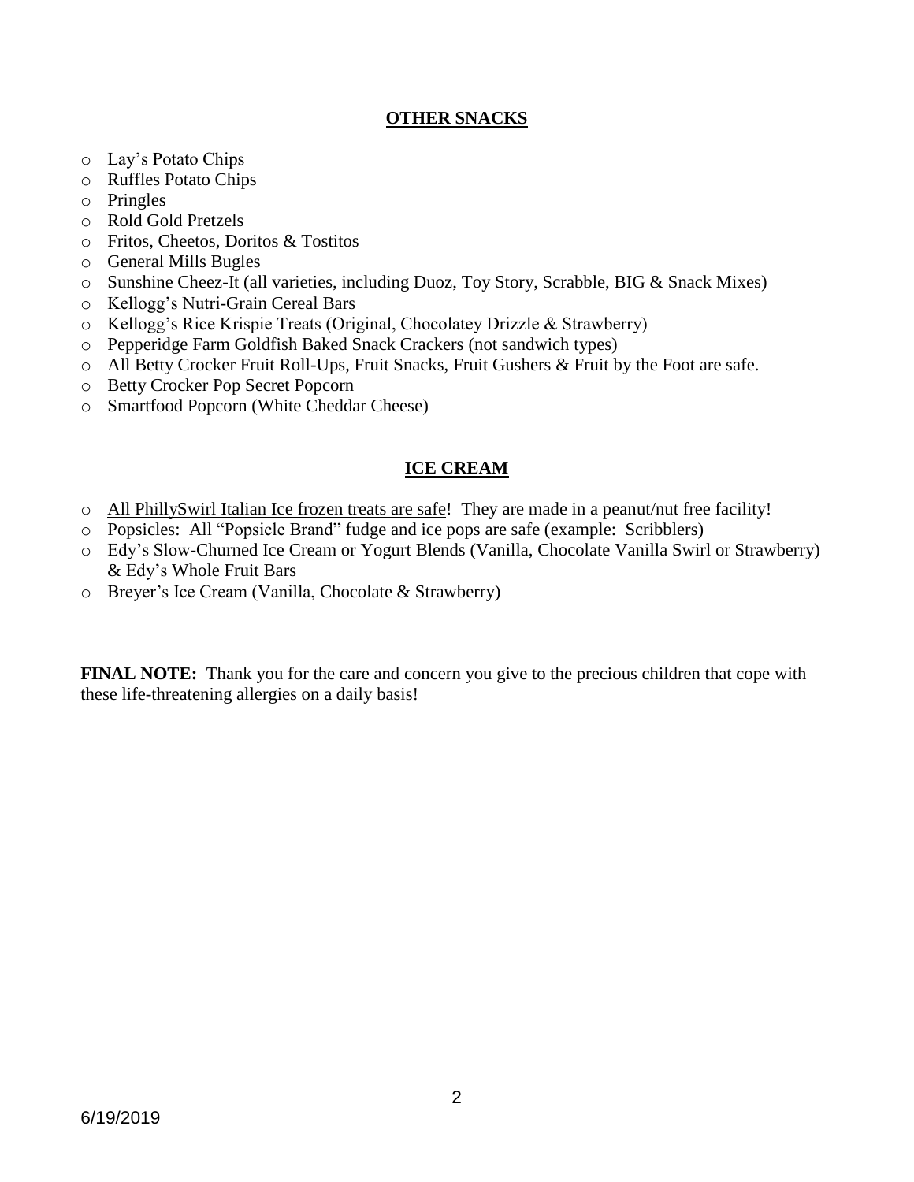## OTHER SNACKS

- Lay's Potato Chips
- Ruffles Potato Chips
- Pringles
- Rold Gold Pretzels
- Fritos, Cheetos, Doritos & Tostitos
- General Mills Bugles
- Sunshine Cheez-It (all varieties, including Duoz, Toy Story, Scrabble, BIG & Snack Mixes)
- Kellogg's Nutri-Grain Cereal Bars
- Kellogg's Rice Krispie Treats (Original, Chocolatey Drizzle & Strawberry)
- Pepperidge Farm Goldfish Baked Snack Crackers (not sandwich types)
- All Betty Crocker Fruit Roll-Ups, Fruit Snacks, Fruit Gushers & Fruit by the Foot are safe.
- Betty Crocker Pop Secret Popcorn
- Smartfood Popcorn (White Cheddar Cheese)

## ICE CREAM

- <u>All PhillySwirl Italian Ice frozen treats are safe</u>! They are made in a peanut/nut free facility!
- Popsicles: All "Popsicle Brand" fudge and ice pops are safe (example: Scribblers)
- Edy's Slow-Churned Ice Cream or Yogurt Blends (Vanilla, Chocolate Vanilla Swirl or Strawberry) & Edy's Whole Fruit Bars
- Breyer's Ice Cream (Vanilla, Chocolate & Strawberry)

**FINAL NOTE:** Thank you for the care and concern you give to the precious children that cope with these life-threatening allergies on a daily basis!

6/19/2019